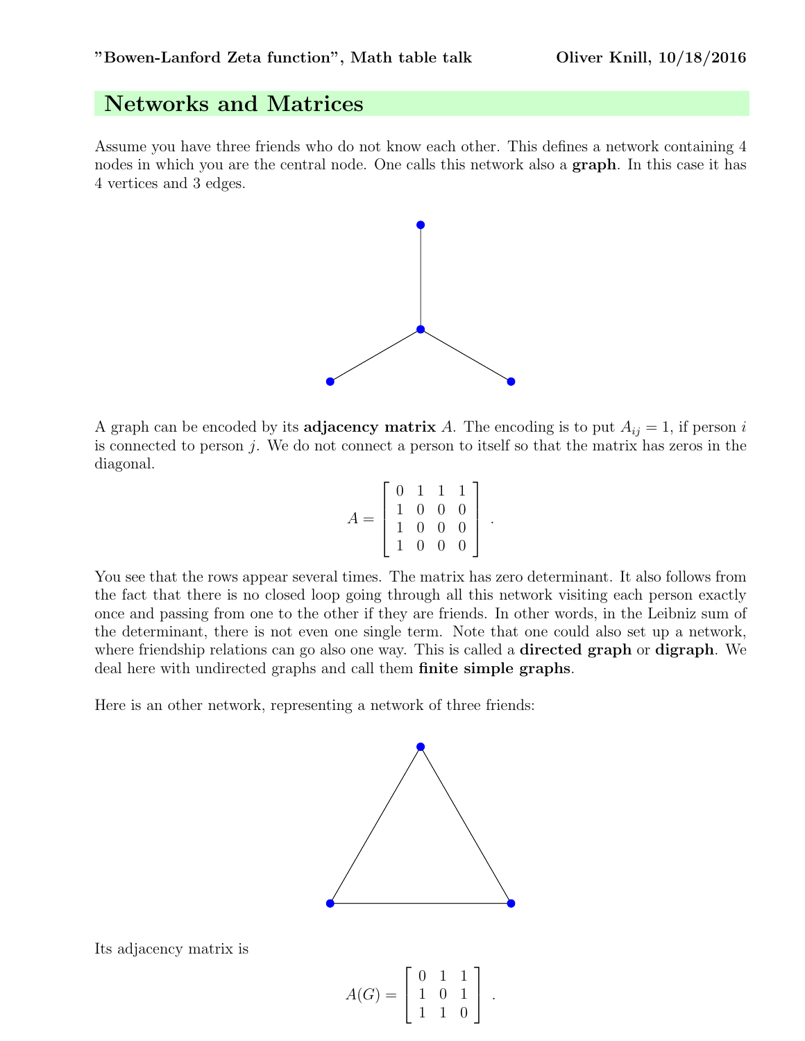## Networks and Matrices

Assume you have three friends who do not know each other. This defines a network containing 4 nodes in which you are the central node. One calls this network also a **graph**. In this case it has 4 vertices and 3 edges.

A graph can be encoded by its **adjacency matrix** $A$. The encoding is to put $A_{ij} = 1$, if person $i$ is connected to person $j$. We do not connect a person to itself so that the matrix has zeros in the diagonal.

$$A = \begin{bmatrix} 0 & 1 & 1 & 1 \\ 1 & 0 & 0 & 0 \\ 1 & 0 & 0 & 0 \\ 1 & 0 & 0 & 0 \end{bmatrix} .$$

You see that the rows appear several times. The matrix has zero determinant. It also follows from the fact that there is no closed loop going through all this network visiting each person exactly once and passing from one to the other if they are friends. In other words, in the Leibniz sum of the determinant, there is not even one single term. Note that one could also set up a network, where friendship relations can go also one way. This is called a **directed graph** or **digraph**. We deal here with undirected graphs and call them **finite simple graphs**.

Here is an other network, representing a network of three friends:

Its adjacency matrix is

$$A(G) = \begin{bmatrix} 0 & 1 & 1 \\ 1 & 0 & 1 \\ 1 & 1 & 0 \end{bmatrix} .$$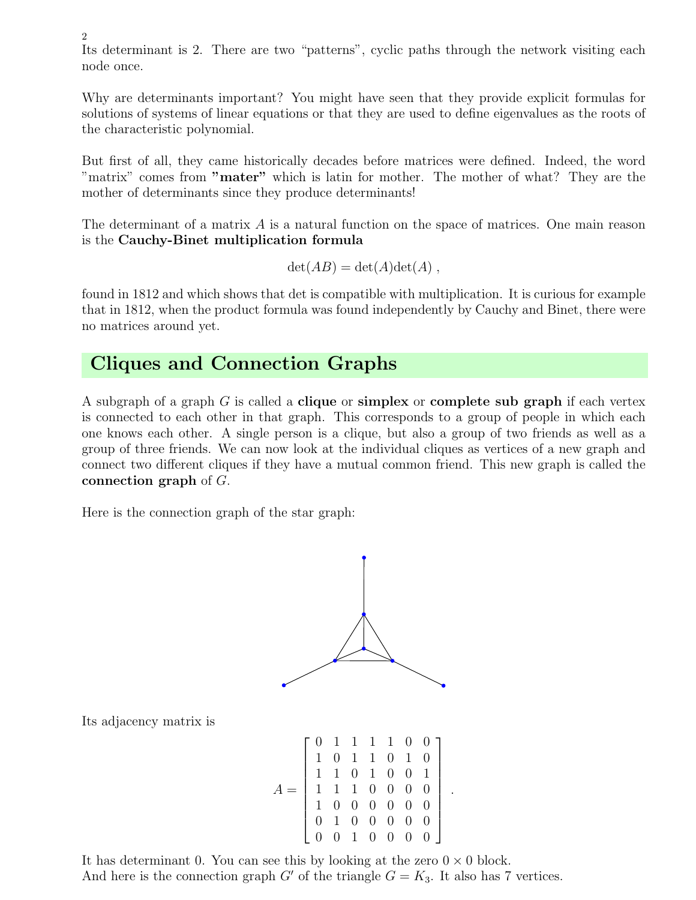Its determinant is 2. There are two "patterns", cyclic paths through the network visiting each node once.

Why are determinants important? You might have seen that they provide explicit formulas for solutions of systems of linear equations or that they are used to define eigenvalues as the roots of the characteristic polynomial.

But first of all, they came historically decades before matrices were defined. Indeed, the word "matrix" comes from **"mater"** which is latin for mother. The mother of what? They are the mother of determinants since they produce determinants!

The determinant of a matrix $A$ is a natural function on the space of matrices. One main reason is the **Cauchy-Binet multiplication formula**

$$\det(AB) = \det(A)\det(A) ,$$

found in 1812 and which shows that det is compatible with multiplication. It is curious for example that in 1812, when the product formula was found independently by Cauchy and Binet, there were no matrices around yet.

## Cliques and Connection Graphs

A subgraph of a graph $G$ is called a **clique** or **simplex** or **complete sub graph** if each vertex is connected to each other in that graph. This corresponds to a group of people in which each one knows each other. A single person is a clique, but also a group of two friends as well as a group of three friends. We can now look at the individual cliques as vertices of a new graph and connect two different cliques if they have a mutual common friend. This new graph is called the **connection graph** of $G$.

Here is the connection graph of the star graph:

Its adjacency matrix is

$$A = \begin{bmatrix} 0 & 1 & 1 & 1 & 1 & 0 & 0 \\ 1 & 0 & 1 & 1 & 0 & 1 & 0 \\ 1 & 1 & 0 & 1 & 0 & 0 & 1 \\ 1 & 1 & 1 & 0 & 0 & 0 & 0 \\ 1 & 0 & 0 & 0 & 0 & 0 & 0 \\ 0 & 1 & 0 & 0 & 0 & 0 & 0 \\ 0 & 0 & 1 & 0 & 0 & 0 & 0 \end{bmatrix} .$$

It has determinant 0. You can see this by looking at the zero $0 \times 0$ block.
And here is the connection graph $G'$ of the triangle $G = K_3$. It also has 7 vertices.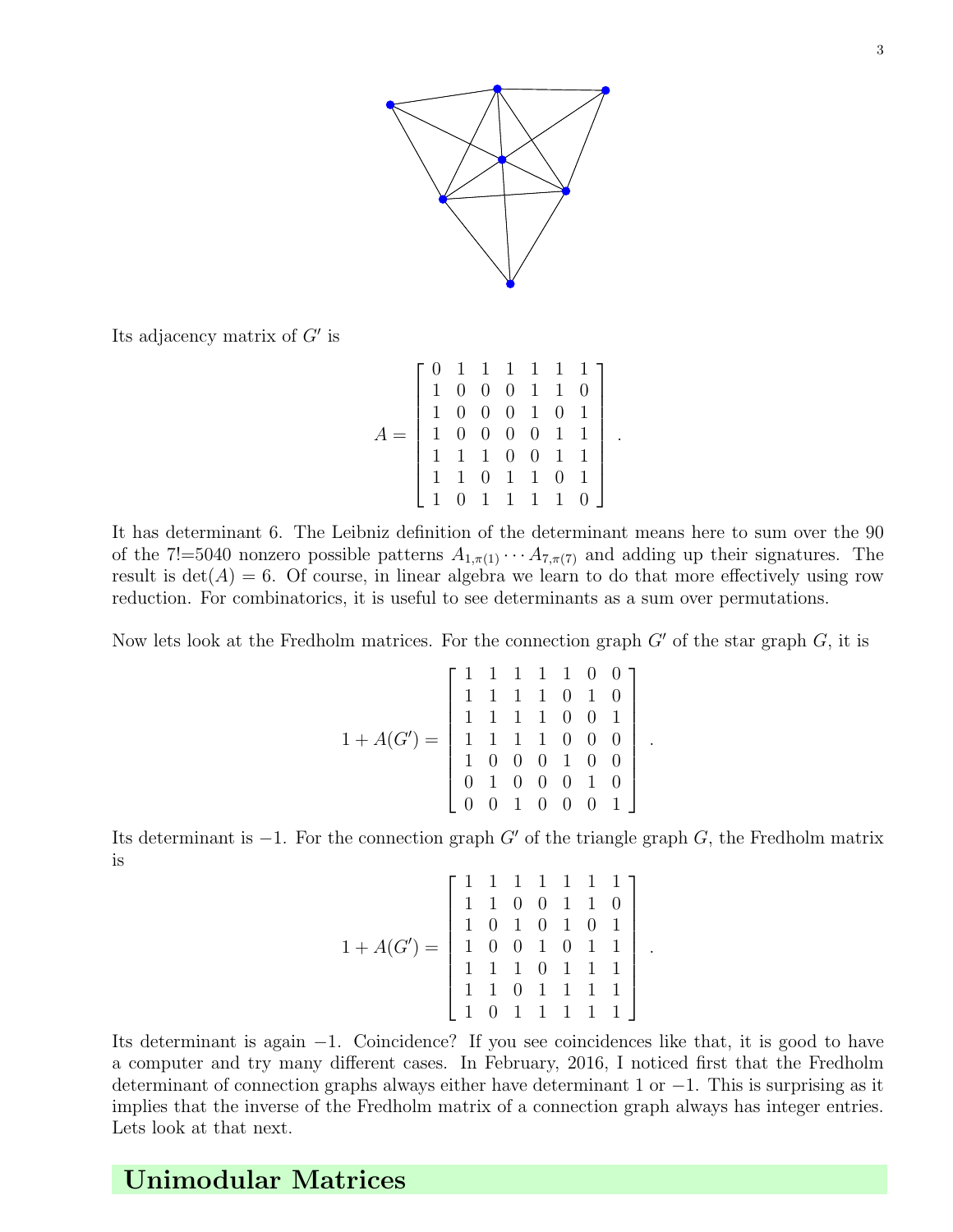Its adjacency matrix of $G'$ is

$$A = \begin{bmatrix} 0 & 1 & 1 & 1 & 1 & 1 & 1 \\ 1 & 0 & 0 & 0 & 1 & 1 & 0 \\ 1 & 0 & 0 & 0 & 1 & 0 & 1 \\ 1 & 0 & 0 & 0 & 0 & 1 & 1 \\ 1 & 1 & 1 & 0 & 0 & 1 & 1 \\ 1 & 1 & 0 & 1 & 1 & 0 & 1 \\ 1 & 0 & 1 & 1 & 1 & 1 & 0 \end{bmatrix} .$$

It has determinant 6. The Leibniz definition of the determinant means here to sum over the 90 of the 7!=5040 nonzero possible patterns $A_{1,\pi(1)} \cdots A_{7,\pi(7)}$ and adding up their signatures. The result is $\det(A) = 6$. Of course, in linear algebra we learn to do that more effectively using row reduction. For combinatorics, it is useful to see determinants as a sum over permutations.

Now lets look at the Fredholm matrices. For the connection graph $G'$ of the star graph $G$, it is

$$1 + A(G') = \begin{bmatrix} 1 & 1 & 1 & 1 & 1 & 0 & 0 \\ 1 & 1 & 1 & 1 & 0 & 1 & 0 \\ 1 & 1 & 1 & 1 & 0 & 0 & 1 \\ 1 & 1 & 1 & 1 & 0 & 0 & 0 \\ 1 & 0 & 0 & 0 & 1 & 0 & 0 \\ 0 & 1 & 0 & 0 & 0 & 1 & 0 \\ 0 & 0 & 1 & 0 & 0 & 0 & 1 \end{bmatrix} .$$

Its determinant is $-1$. For the connection graph $G'$ of the triangle graph $G$, the Fredholm matrix is

$$1 + A(G') = \begin{bmatrix} 1 & 1 & 1 & 1 & 1 & 1 & 1 \\ 1 & 1 & 0 & 0 & 1 & 1 & 0 \\ 1 & 0 & 1 & 0 & 1 & 0 & 1 \\ 1 & 0 & 0 & 1 & 0 & 1 & 1 \\ 1 & 1 & 1 & 0 & 1 & 1 & 1 \\ 1 & 1 & 0 & 1 & 1 & 1 & 1 \\ 1 & 0 & 1 & 1 & 1 & 1 & 1 \end{bmatrix} .$$

Its determinant is again $-1$. Coincidence? If you see coincidences like that, it is good to have a computer and try many different cases. In February, 2016, I noticed first that the Fredholm determinant of connection graphs always either have determinant 1 or $-1$. This is surprising as it implies that the inverse of the Fredholm matrix of a connection graph always has integer entries. Lets look at that next.

## Unimodular Matrices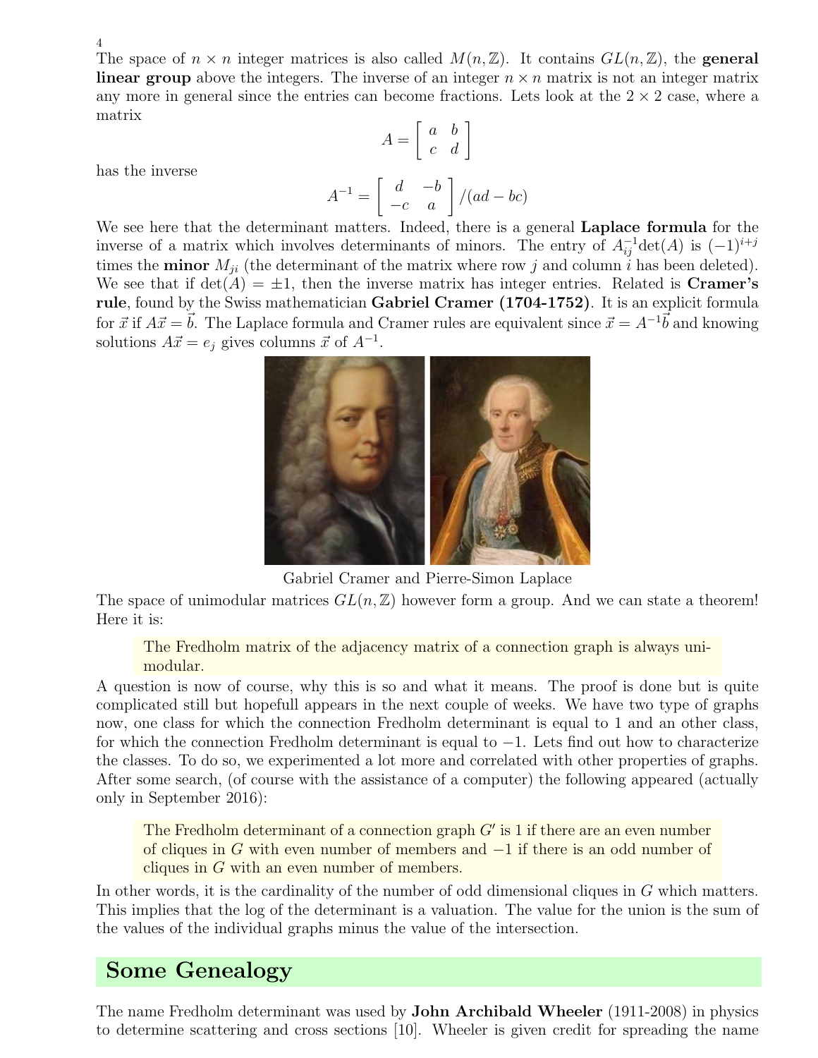The space of $n \times n$ integer matrices is also called $M(n, \mathbb{Z})$. It contains $GL(n, \mathbb{Z})$, the **general linear group** above the integers. The inverse of an integer $n \times n$ matrix is not an integer matrix any more in general since the entries can become fractions. Lets look at the $2 \times 2$ case, where a matrix

$$A = \begin{bmatrix} a & b \\ c & d \end{bmatrix}$$

has the inverse

$$A^{-1} = \begin{bmatrix} d & -b \\ -c & a \end{bmatrix} /(ad - bc)$$

We see here that the determinant matters. Indeed, there is a general **Laplace formula** for the inverse of a matrix which involves determinants of minors. The entry of $A^{-1}_{ij}\det(A)$ is $(-1)^{i+j}$ times the **minor** $M_{ji}$ (the determinant of the matrix where row $j$ and column $i$ has been deleted). We see that if $\det(A) = \pm 1$, then the inverse matrix has integer entries. Related is **Cramer's rule**, found by the Swiss mathematician **Gabriel Cramer (1704-1752)**. It is an explicit formula for $\vec{x}$ if $A\vec{x} = \vec{b}$. The Laplace formula and Cramer rules are equivalent since $\vec{x} = A^{-1}\vec{b}$ and knowing solutions $A\vec{x} = e_j$ gives columns $\vec{x}$ of $A^{-1}$.

Gabriel Cramer and Pierre-Simon Laplace

The space of unimodular matrices $GL(n, \mathbb{Z})$ however form a group. And we can state a theorem! Here it is:

> The Fredholm matrix of the adjacency matrix of a connection graph is always unimodular.

A question is now of course, why this is so and what it means. The proof is done but is quite complicated still but hopefull appears in the next couple of weeks. We have two type of graphs now, one class for which the connection Fredholm determinant is equal to 1 and an other class, for which the connection Fredholm determinant is equal to $-1$. Lets find out how to characterize the classes. To do so, we experimented a lot more and correlated with other properties of graphs. After some search, (of course with the assistance of a computer) the following appeared (actually only in September 2016):

> The Fredholm determinant of a connection graph $G'$ is 1 if there are an even number of cliques in $G$ with even number of members and $-1$ if there is an odd number of cliques in $G$ with an even number of members.

In other words, it is the cardinality of the number of odd dimensional cliques in $G$ which matters. This implies that the log of the determinant is a valuation. The value for the union is the sum of the values of the individual graphs minus the value of the intersection.

## Some Genealogy

The name Fredholm determinant was used by **John Archibald Wheeler** (1911-2008) in physics to determine scattering and cross sections [10]. Wheeler is given credit for spreading the name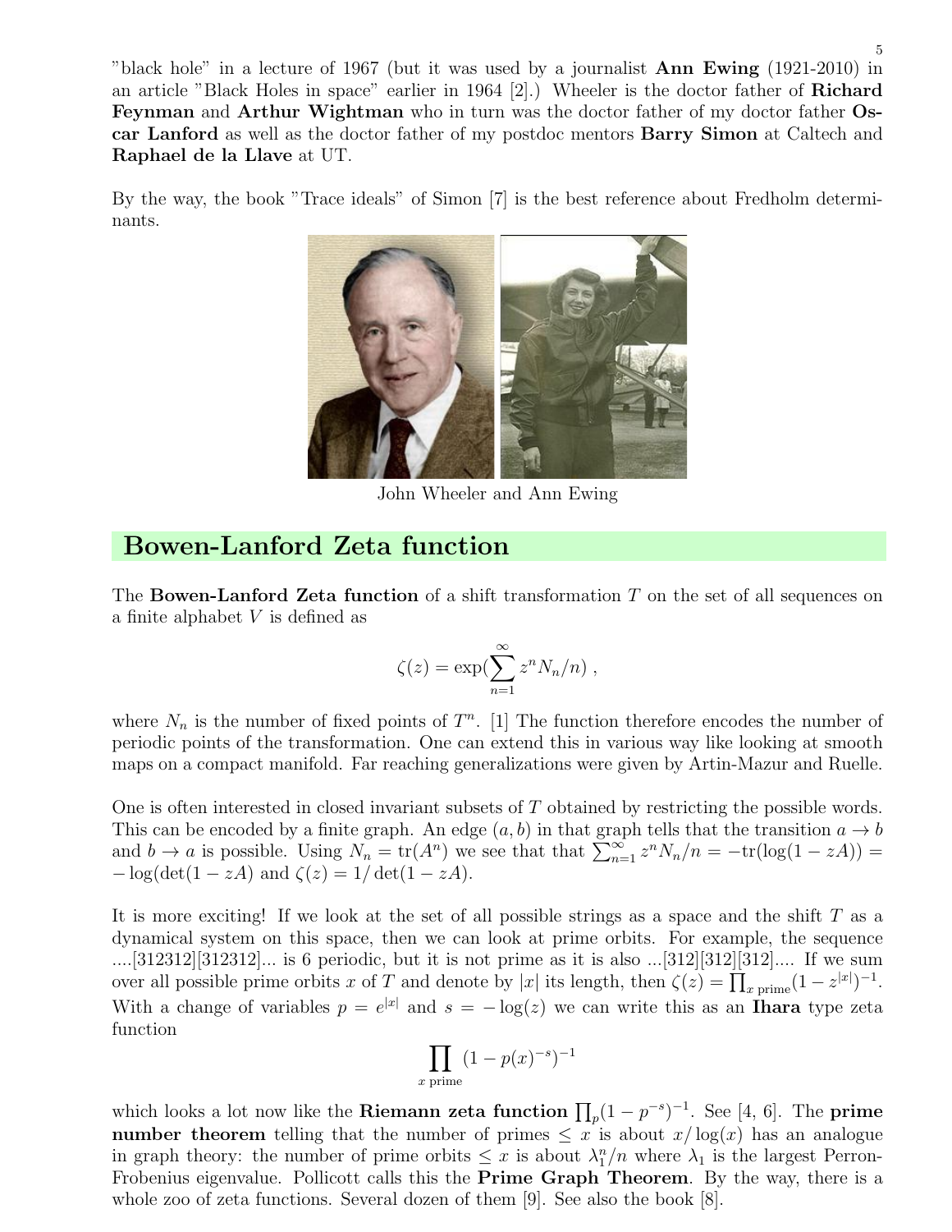"black hole" in a lecture of 1967 (but it was used by a journalist **Ann Ewing** (1921-2010) in an article "Black Holes in space" earlier in 1964 [2].) Wheeler is the doctor father of **Richard Feynman** and **Arthur Wightman** who in turn was the doctor father of my doctor father **Oscar Lanford** as well as the doctor father of my postdoc mentors **Barry Simon** at Caltech and **Raphael de la Llave** at UT.

By the way, the book "Trace ideals" of Simon [7] is the best reference about Fredholm determinants.

John Wheeler and Ann Ewing

## Bowen-Lanford Zeta function

The **Bowen-Lanford Zeta function** of a shift transformation $T$ on the set of all sequences on a finite alphabet $V$ is defined as

$$\zeta(z) = \exp(\sum_{n=1}^{\infty} z^n N_n/n) ,$$

where $N_n$ is the number of fixed points of $T^n$. [1] The function therefore encodes the number of periodic points of the transformation. One can extend this in various way like looking at smooth maps on a compact manifold. Far reaching generalizations were given by Artin-Mazur and Ruelle.

One is often interested in closed invariant subsets of $T$ obtained by restricting the possible words. This can be encoded by a finite graph. An edge $(a, b)$ in that graph tells that the transition $a \to b$ and $b \to a$ is possible. Using $N_n = \text{tr}(A^n)$ we see that that $\sum_{n=1}^{\infty} z^n N_n/n = -\text{tr}(\log(1 - zA)) = -\log(\det(1 - zA)$ and $\zeta(z) = 1/\det(1 - zA)$.

It is more exciting! If we look at the set of all possible strings as a space and the shift $T$ as a dynamical system on this space, then we can look at prime orbits. For example, the sequence ....[312312][312312]... is 6 periodic, but it is not prime as it is also ...[312][312][312].... If we sum over all possible prime orbits $x$ of $T$ and denote by $|x|$ its length, then $\zeta(z) = \prod_{x \text{ prime}}(1 - z^{|x|})^{-1}$. With a change of variables $p = e^{|x|}$ and $s = -\log(z)$ we can write this as an **Ihara** type zeta function

$$\prod_{x \text{ prime}} (1 - p(x)^{-s})^{-1}$$

which looks a lot now like the **Riemann zeta function** $\prod_p (1 - p^{-s})^{-1}$. See [4, 6]. The **prime number theorem** telling that the number of primes $\leq x$ is about $x/\log(x)$ has an analogue in graph theory: the number of prime orbits $\leq x$ is about $\lambda_1^n/n$ where $\lambda_1$ is the largest Perron-Frobenius eigenvalue. Pollicott calls this the **Prime Graph Theorem**. By the way, there is a whole zoo of zeta functions. Several dozen of them [9]. See also the book [8].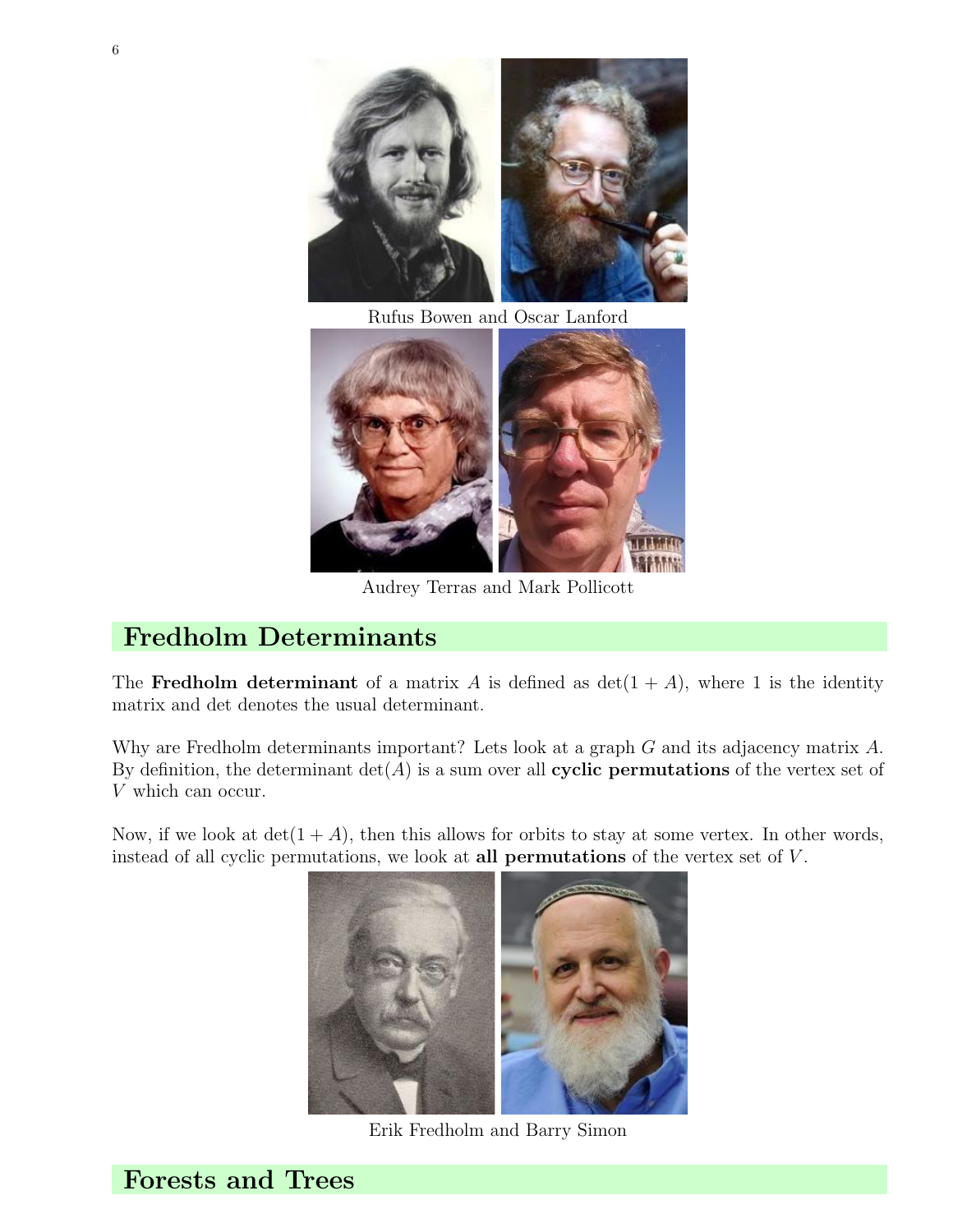Rufus Bowen and Oscar Lanford

Audrey Terras and Mark Pollicott

## Fredholm Determinants

The **Fredholm determinant** of a matrix $A$ is defined as $\det(1+A)$, where 1 is the identity matrix and det denotes the usual determinant.

Why are Fredholm determinants important? Lets look at a graph $G$ and its adjacency matrix $A$. By definition, the determinant $\det(A)$ is a sum over all **cyclic permutations** of the vertex set of $V$ which can occur.

Now, if we look at $\det(1+A)$, then this allows for orbits to stay at some vertex. In other words, instead of all cyclic permutations, we look at **all permutations** of the vertex set of $V$.

Erik Fredholm and Barry Simon

## Forests and Trees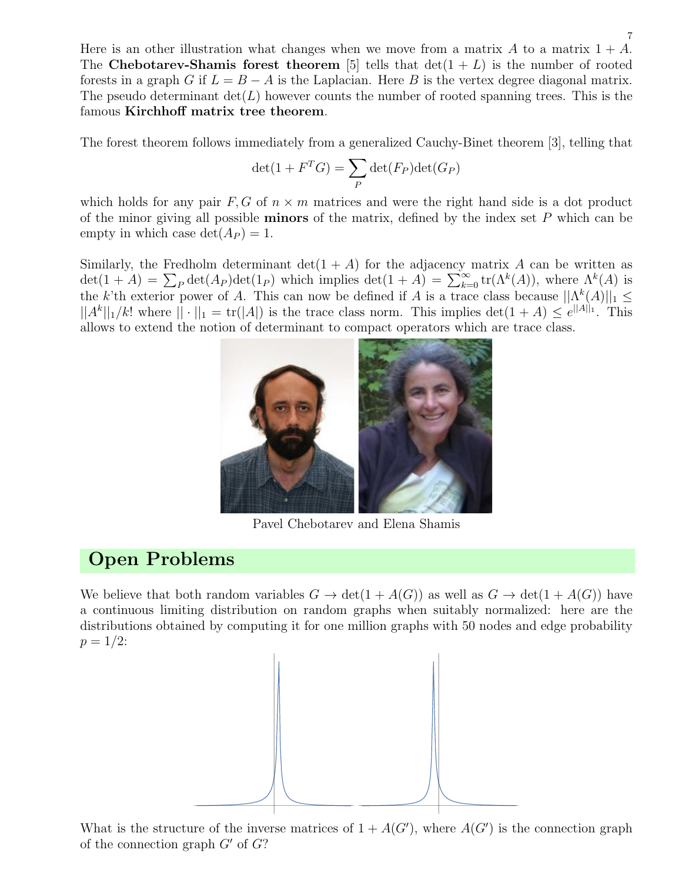Here is an other illustration what changes when we move from a matrix $A$ to a matrix $1 + A$. The **Chebotarev-Shamis forest theorem** [5] tells that $\det(1 + L)$ is the number of rooted forests in a graph $G$ if $L = B - A$ is the Laplacian. Here $B$ is the vertex degree diagonal matrix. The pseudo determinant $\det(L)$ however counts the number of rooted spanning trees. This is the famous **Kirchhoff matrix tree theorem**.

The forest theorem follows immediately from a generalized Cauchy-Binet theorem [3], telling that

$$\det(1 + F^T G) = \sum_P \det(F_P)\det(G_P)$$

which holds for any pair $F, G$ of $n \times m$ matrices and were the right hand side is a dot product of the minor giving all possible **minors** of the matrix, defined by the index set $P$ which can be empty in which case $\det(A_P) = 1$.

Similarly, the Fredholm determinant $\det(1 + A)$ for the adjacency matrix $A$ can be written as $\det(1 + A) = \sum_P \det(A_P)\det(1_P)$ which implies $\det(1 + A) = \sum_{k=0}^{\infty} \text{tr}(\Lambda^k(A))$, where $\Lambda^k(A)$ is the $k$'th exterior power of $A$. This can now be defined if $A$ is a trace class because $||\Lambda^k(A)||_1 \leq ||A^k||_1/k!$ where $|| \cdot ||_1 = \text{tr}(|A|)$ is the trace class norm. This implies $\det(1 + A) \leq e^{||A||_1}$. This allows to extend the notion of determinant to compact operators which are trace class.

Pavel Chebotarev and Elena Shamis

## Open Problems

We believe that both random variables $G \to \det(1 + A(G))$ as well as $G \to \det(1 + A(G))$ have a continuous limiting distribution on random graphs when suitably normalized: here are the distributions obtained by computing it for one million graphs with 50 nodes and edge probability $p = 1/2$:

What is the structure of the inverse matrices of $1 + A(G')$, where $A(G')$ is the connection graph of the connection graph $G'$ of $G$?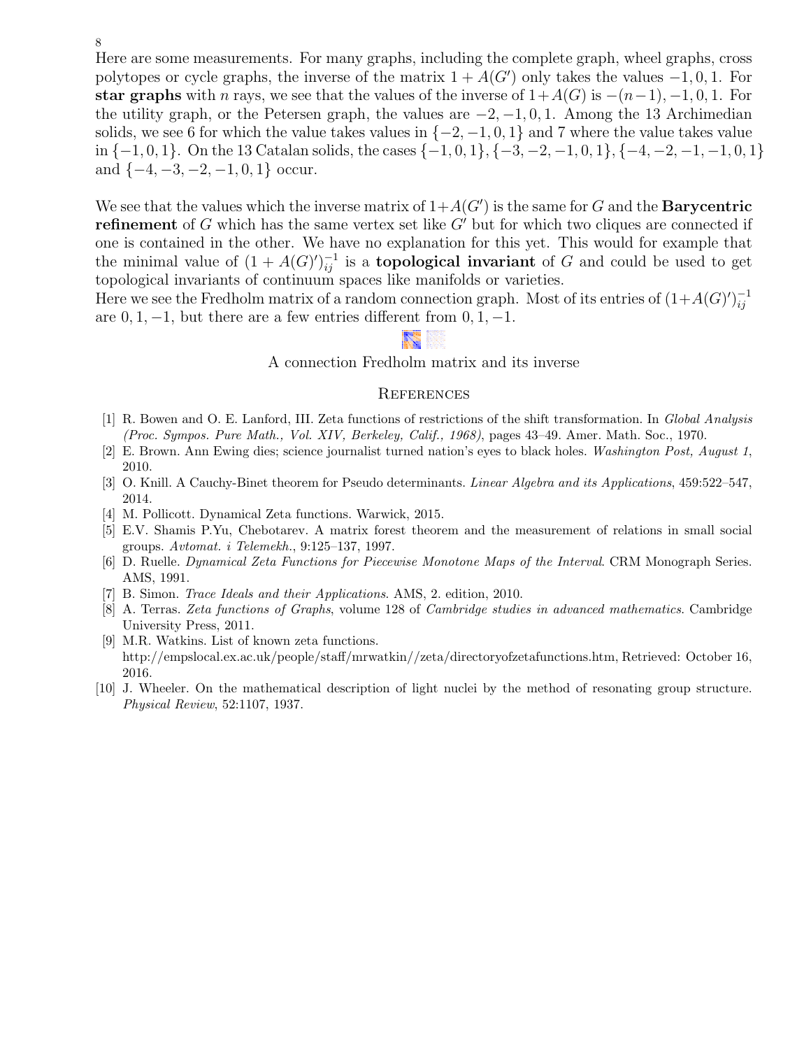Here are some measurements. For many graphs, including the complete graph, wheel graphs, cross polytopes or cycle graphs, the inverse of the matrix $1 + A(G')$ only takes the values $-1, 0, 1$. For **star graphs** with $n$ rays, we see that the values of the inverse of $1+A(G)$ is $-(n-1), -1, 0, 1$. For the utility graph, or the Petersen graph, the values are $-2, -1, 0, 1$. Among the 13 Archimedian solids, we see 6 for which the value takes values in $\{-2, -1, 0, 1\}$ and 7 where the value takes value in $\{-1, 0, 1\}$. On the 13 Catalan solids, the cases $\{-1, 0, 1\}, \{-3, -2, -1, 0, 1\}, \{-4, -2, -1, -1, 0, 1\}$ and $\{-4, -3, -2, -1, 0, 1\}$ occur.

We see that the values which the inverse matrix of $1+A(G')$ is the same for $G$ and the **Barycentric refinement** of $G$ which has the same vertex set like $G'$ but for which two cliques are connected if one is contained in the other. We have no explanation for this yet. This would for example that the minimal value of $(1 + A(G)')^{-1}_{ij}$ is a **topological invariant** of $G$ and could be used to get topological invariants of continuum spaces like manifolds or varieties.
Here we see the Fredholm matrix of a random connection graph. Most of its entries of $(1+A(G)')^{-1}_{ij}$ are $0, 1, -1$, but there are a few entries different from $0, 1, -1$.

A connection Fredholm matrix and its inverse

## References

[1] R. Bowen and O. E. Lanford, III. Zeta functions of restrictions of the shift transformation. In *Global Analysis (Proc. Sympos. Pure Math., Vol. XIV, Berkeley, Calif., 1968)*, pages 43–49. Amer. Math. Soc., 1970.

[2] E. Brown. Ann Ewing dies; science journalist turned nation's eyes to black holes. *Washington Post, August 1*, 2010.

[3] O. Knill. A Cauchy-Binet theorem for Pseudo determinants. *Linear Algebra and its Applications*, 459:522–547, 2014.

[4] M. Pollicott. Dynamical Zeta functions. Warwick, 2015.

[5] E.V. Shamis P.Yu, Chebotarev. A matrix forest theorem and the measurement of relations in small social groups. *Avtomat. i Telemekh.*, 9:125–137, 1997.

[6] D. Ruelle. *Dynamical Zeta Functions for Piecewise Monotone Maps of the Interval*. CRM Monograph Series. AMS, 1991.

[7] B. Simon. *Trace Ideals and their Applications*. AMS, 2. edition, 2010.

[8] A. Terras. *Zeta functions of Graphs*, volume 128 of *Cambridge studies in advanced mathematics*. Cambridge University Press, 2011.

[9] M.R. Watkins. List of known zeta functions. http://empslocal.ex.ac.uk/people/staff/mrwatkin//zeta/directoryofzetafunctions.htm, Retrieved: October 16, 2016.

[10] J. Wheeler. On the mathematical description of light nuclei by the method of resonating group structure. *Physical Review*, 52:1107, 1937.